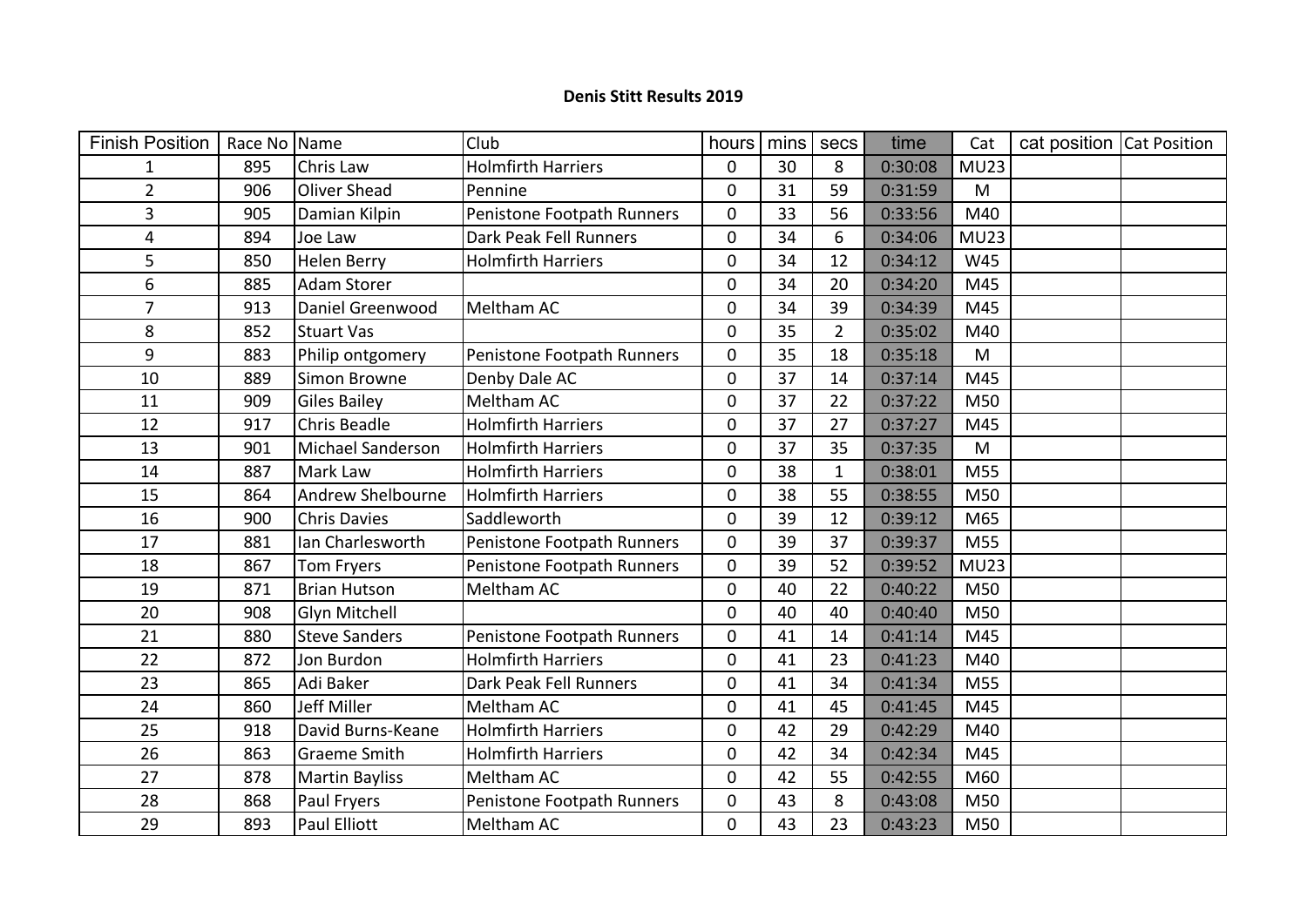**Denis Stitt Results 2019**

| Finish Position | Race No | Name | Club | hours | mins | secs | time | Cat | cat position | Cat Position |
|---|---|---|---|---|---|---|---|---|---|---|
| 1 | 895 | Chris Law | Holmfirth Harriers | 0 | 30 | 8 | 0:30:08 | MU23 | | |
| 2 | 906 | Oliver Shead | Pennine | 0 | 31 | 59 | 0:31:59 | M | | |
| 3 | 905 | Damian Kilpin | Penistone Footpath Runners | 0 | 33 | 56 | 0:33:56 | M40 | | |
| 4 | 894 | Joe Law | Dark Peak Fell Runners | 0 | 34 | 6 | 0:34:06 | MU23 | | |
| 5 | 850 | Helen Berry | Holmfirth Harriers | 0 | 34 | 12 | 0:34:12 | W45 | | |
| 6 | 885 | Adam Storer | | 0 | 34 | 20 | 0:34:20 | M45 | | |
| 7 | 913 | Daniel Greenwood | Meltham AC | 0 | 34 | 39 | 0:34:39 | M45 | | |
| 8 | 852 | Stuart Vas | | 0 | 35 | 2 | 0:35:02 | M40 | | |
| 9 | 883 | Philip ontgomery | Penistone Footpath Runners | 0 | 35 | 18 | 0:35:18 | M | | |
| 10 | 889 | Simon Browne | Denby Dale AC | 0 | 37 | 14 | 0:37:14 | M45 | | |
| 11 | 909 | Giles Bailey | Meltham AC | 0 | 37 | 22 | 0:37:22 | M50 | | |
| 12 | 917 | Chris Beadle | Holmfirth Harriers | 0 | 37 | 27 | 0:37:27 | M45 | | |
| 13 | 901 | Michael Sanderson | Holmfirth Harriers | 0 | 37 | 35 | 0:37:35 | M | | |
| 14 | 887 | Mark Law | Holmfirth Harriers | 0 | 38 | 1 | 0:38:01 | M55 | | |
| 15 | 864 | Andrew Shelbourne | Holmfirth Harriers | 0 | 38 | 55 | 0:38:55 | M50 | | |
| 16 | 900 | Chris Davies | Saddleworth | 0 | 39 | 12 | 0:39:12 | M65 | | |
| 17 | 881 | Ian Charlesworth | Penistone Footpath Runners | 0 | 39 | 37 | 0:39:37 | M55 | | |
| 18 | 867 | Tom Fryers | Penistone Footpath Runners | 0 | 39 | 52 | 0:39:52 | MU23 | | |
| 19 | 871 | Brian Hutson | Meltham AC | 0 | 40 | 22 | 0:40:22 | M50 | | |
| 20 | 908 | Glyn Mitchell | | 0 | 40 | 40 | 0:40:40 | M50 | | |
| 21 | 880 | Steve Sanders | Penistone Footpath Runners | 0 | 41 | 14 | 0:41:14 | M45 | | |
| 22 | 872 | Jon Burdon | Holmfirth Harriers | 0 | 41 | 23 | 0:41:23 | M40 | | |
| 23 | 865 | Adi Baker | Dark Peak Fell Runners | 0 | 41 | 34 | 0:41:34 | M55 | | |
| 24 | 860 | Jeff Miller | Meltham AC | 0 | 41 | 45 | 0:41:45 | M45 | | |
| 25 | 918 | David Burns-Keane | Holmfirth Harriers | 0 | 42 | 29 | 0:42:29 | M40 | | |
| 26 | 863 | Graeme Smith | Holmfirth Harriers | 0 | 42 | 34 | 0:42:34 | M45 | | |
| 27 | 878 | Martin Bayliss | Meltham AC | 0 | 42 | 55 | 0:42:55 | M60 | | |
| 28 | 868 | Paul Fryers | Penistone Footpath Runners | 0 | 43 | 8 | 0:43:08 | M50 | | |
| 29 | 893 | Paul Elliott | Meltham AC | 0 | 43 | 23 | 0:43:23 | M50 | | |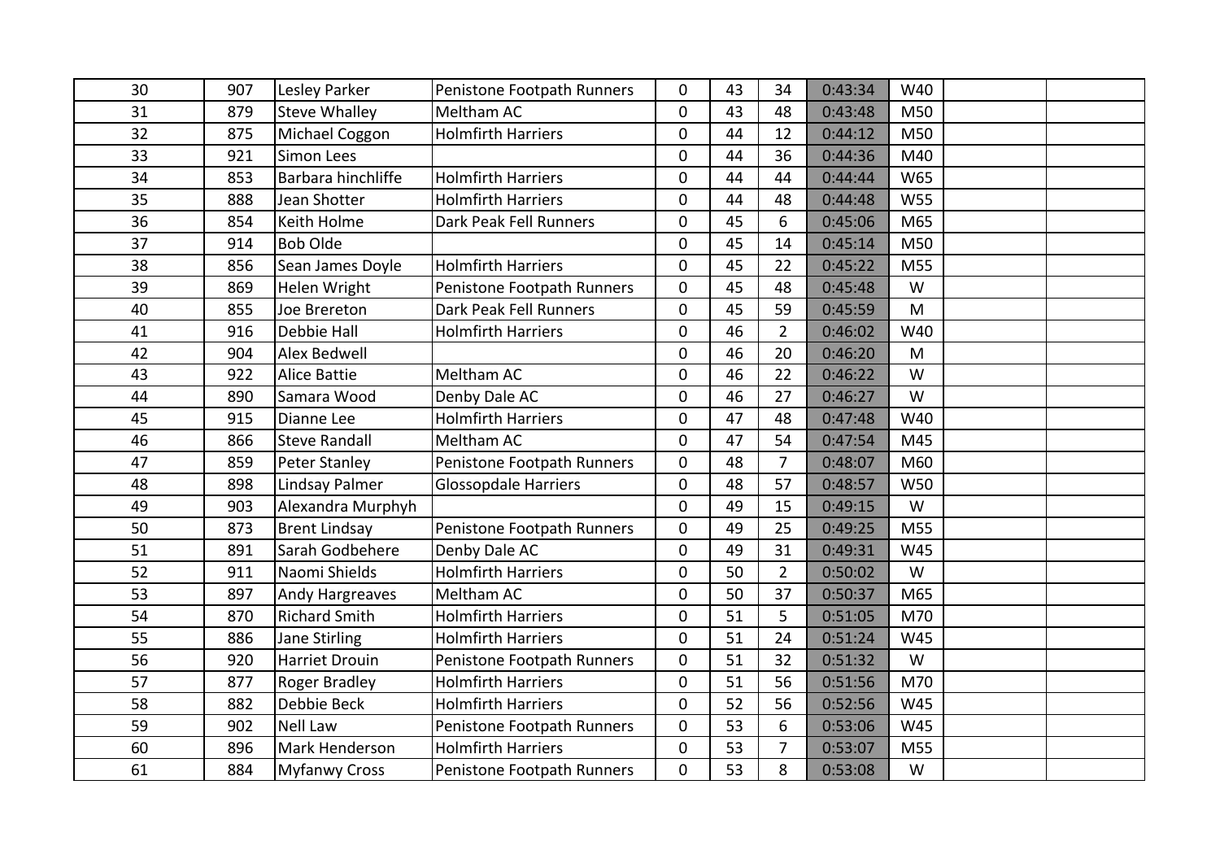| | | | | | | | | | | |
|---|---|---|---|---|---|---|---|---|---|---|
| 30 | 907 | Lesley Parker | Penistone Footpath Runners | 0 | 43 | 34 | 0:43:34 | W40 | | |
| 31 | 879 | Steve Whalley | Meltham AC | 0 | 43 | 48 | 0:43:48 | M50 | | |
| 32 | 875 | Michael Coggon | Holmfirth Harriers | 0 | 44 | 12 | 0:44:12 | M50 | | |
| 33 | 921 | Simon Lees | | 0 | 44 | 36 | 0:44:36 | M40 | | |
| 34 | 853 | Barbara hinchliffe | Holmfirth Harriers | 0 | 44 | 44 | 0:44:44 | W65 | | |
| 35 | 888 | Jean Shotter | Holmfirth Harriers | 0 | 44 | 48 | 0:44:48 | W55 | | |
| 36 | 854 | Keith Holme | Dark Peak Fell Runners | 0 | 45 | 6 | 0:45:06 | M65 | | |
| 37 | 914 | Bob Olde | | 0 | 45 | 14 | 0:45:14 | M50 | | |
| 38 | 856 | Sean James Doyle | Holmfirth Harriers | 0 | 45 | 22 | 0:45:22 | M55 | | |
| 39 | 869 | Helen Wright | Penistone Footpath Runners | 0 | 45 | 48 | 0:45:48 | W | | |
| 40 | 855 | Joe Brereton | Dark Peak Fell Runners | 0 | 45 | 59 | 0:45:59 | M | | |
| 41 | 916 | Debbie Hall | Holmfirth Harriers | 0 | 46 | 2 | 0:46:02 | W40 | | |
| 42 | 904 | Alex Bedwell | | 0 | 46 | 20 | 0:46:20 | M | | |
| 43 | 922 | Alice Battie | Meltham AC | 0 | 46 | 22 | 0:46:22 | W | | |
| 44 | 890 | Samara Wood | Denby Dale AC | 0 | 46 | 27 | 0:46:27 | W | | |
| 45 | 915 | Dianne Lee | Holmfirth Harriers | 0 | 47 | 48 | 0:47:48 | W40 | | |
| 46 | 866 | Steve Randall | Meltham AC | 0 | 47 | 54 | 0:47:54 | M45 | | |
| 47 | 859 | Peter Stanley | Penistone Footpath Runners | 0 | 48 | 7 | 0:48:07 | M60 | | |
| 48 | 898 | Lindsay Palmer | Glossopdale Harriers | 0 | 48 | 57 | 0:48:57 | W50 | | |
| 49 | 903 | Alexandra Murphyh | | 0 | 49 | 15 | 0:49:15 | W | | |
| 50 | 873 | Brent Lindsay | Penistone Footpath Runners | 0 | 49 | 25 | 0:49:25 | M55 | | |
| 51 | 891 | Sarah Godbehere | Denby Dale AC | 0 | 49 | 31 | 0:49:31 | W45 | | |
| 52 | 911 | Naomi Shields | Holmfirth Harriers | 0 | 50 | 2 | 0:50:02 | W | | |
| 53 | 897 | Andy Hargreaves | Meltham AC | 0 | 50 | 37 | 0:50:37 | M65 | | |
| 54 | 870 | Richard Smith | Holmfirth Harriers | 0 | 51 | 5 | 0:51:05 | M70 | | |
| 55 | 886 | Jane Stirling | Holmfirth Harriers | 0 | 51 | 24 | 0:51:24 | W45 | | |
| 56 | 920 | Harriet Drouin | Penistone Footpath Runners | 0 | 51 | 32 | 0:51:32 | W | | |
| 57 | 877 | Roger Bradley | Holmfirth Harriers | 0 | 51 | 56 | 0:51:56 | M70 | | |
| 58 | 882 | Debbie Beck | Holmfirth Harriers | 0 | 52 | 56 | 0:52:56 | W45 | | |
| 59 | 902 | Nell Law | Penistone Footpath Runners | 0 | 53 | 6 | 0:53:06 | W45 | | |
| 60 | 896 | Mark Henderson | Holmfirth Harriers | 0 | 53 | 7 | 0:53:07 | M55 | | |
| 61 | 884 | Myfanwy Cross | Penistone Footpath Runners | 0 | 53 | 8 | 0:53:08 | W | | |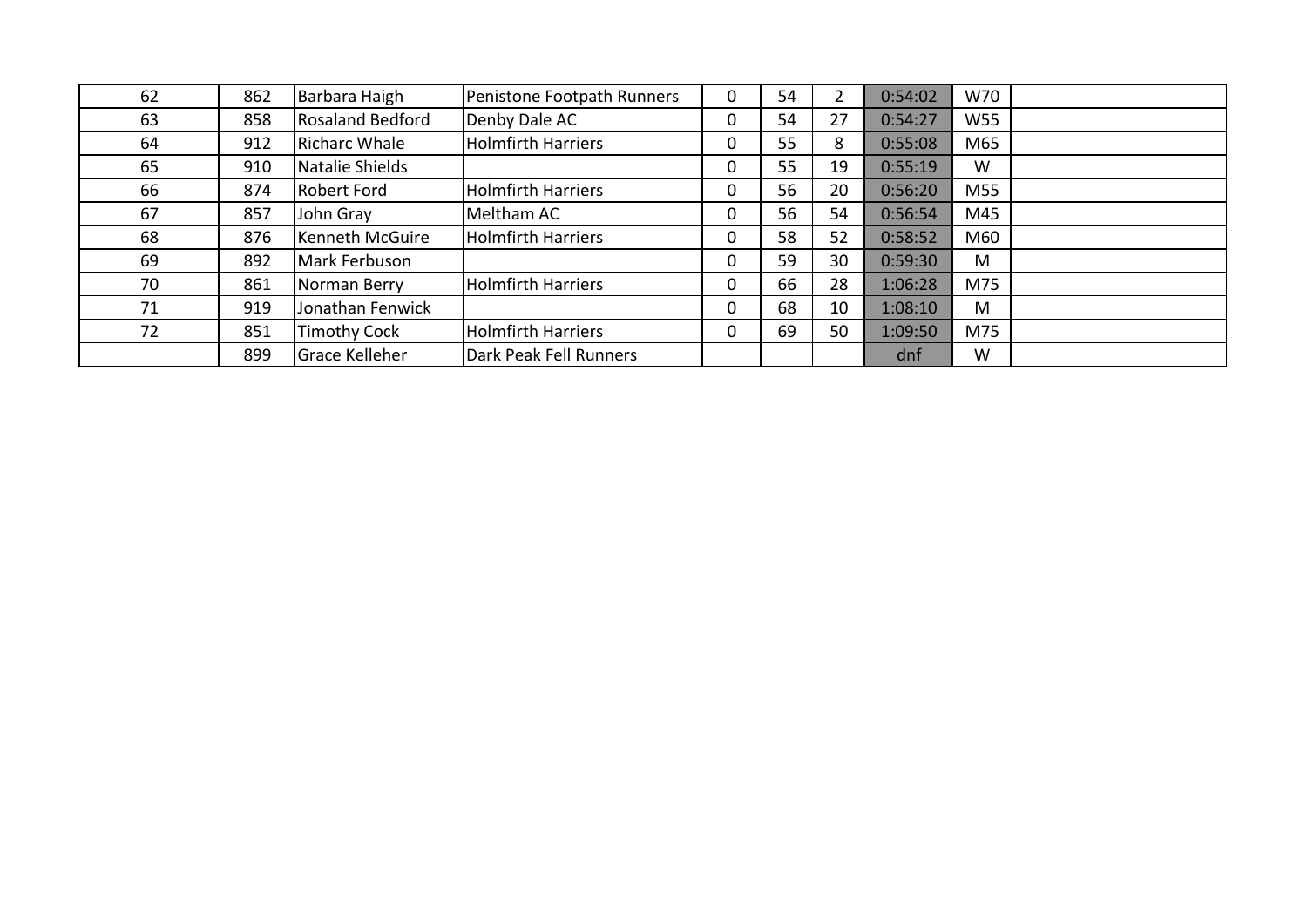| | | | | | | | | | | |
|---|---|---|---|---|---|---|---|---|---|---|
| 62 | 862 | Barbara Haigh | Penistone Footpath Runners | 0 | 54 | 2 | 0:54:02 | W70 | | |
| 63 | 858 | Rosaland Bedford | Denby Dale AC | 0 | 54 | 27 | 0:54:27 | W55 | | |
| 64 | 912 | Richarc Whale | Holmfirth Harriers | 0 | 55 | 8 | 0:55:08 | M65 | | |
| 65 | 910 | Natalie Shields | | 0 | 55 | 19 | 0:55:19 | W | | |
| 66 | 874 | Robert Ford | Holmfirth Harriers | 0 | 56 | 20 | 0:56:20 | M55 | | |
| 67 | 857 | John Gray | Meltham AC | 0 | 56 | 54 | 0:56:54 | M45 | | |
| 68 | 876 | Kenneth McGuire | Holmfirth Harriers | 0 | 58 | 52 | 0:58:52 | M60 | | |
| 69 | 892 | Mark Ferbuson | | 0 | 59 | 30 | 0:59:30 | M | | |
| 70 | 861 | Norman Berry | Holmfirth Harriers | 0 | 66 | 28 | 1:06:28 | M75 | | |
| 71 | 919 | Jonathan Fenwick | | 0 | 68 | 10 | 1:08:10 | M | | |
| 72 | 851 | Timothy Cock | Holmfirth Harriers | 0 | 69 | 50 | 1:09:50 | M75 | | |
| | 899 | Grace Kelleher | Dark Peak Fell Runners | | | | dnf | W | | |